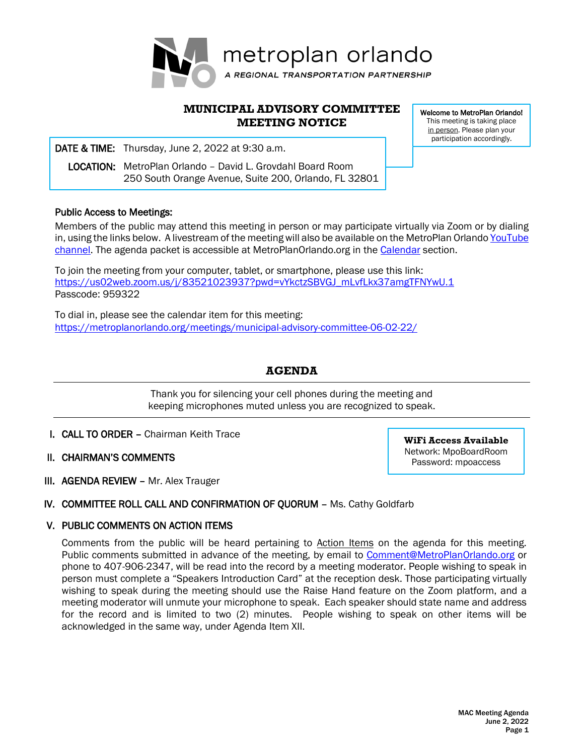metroplan orlando

A REGIONAL TRANSPORTATION PARTNERSHIP

# MUNICIPAL ADVISORY COMMITTEE MEETING NOTICE

**Welcome to MetroPlan Orlando!**
This meeting is taking place in person. Please plan your participation accordingly.

**DATE & TIME:** Thursday, June 2, 2022 at 9:30 a.m.

**LOCATION:** MetroPlan Orlando – David L. Grovdahl Board Room
250 South Orange Avenue, Suite 200, Orlando, FL 32801

**Public Access to Meetings:**

Members of the public may attend this meeting in person or may participate virtually via Zoom or by dialing in, using the links below. A livestream of the meeting will also be available on the MetroPlan Orlando YouTube channel. The agenda packet is accessible at MetroPlanOrlando.org in the Calendar section.

To join the meeting from your computer, tablet, or smartphone, please use this link:
https://us02web.zoom.us/j/83521023937?pwd=vYkctzSBVGJ_mLvfLkx37amgTFNYwU.1
Passcode: 959322

To dial in, please see the calendar item for this meeting:
https://metroplanorlando.org/meetings/municipal-advisory-committee-06-02-22/

## AGENDA

Thank you for silencing your cell phones during the meeting and keeping microphones muted unless you are recognized to speak.

**WiFi Access Available**
Network: MpoBoardRoom
Password: mpoaccess

I. **CALL TO ORDER** – Chairman Keith Trace

II. **CHAIRMAN'S COMMENTS**

III. **AGENDA REVIEW** – Mr. Alex Trauger

IV. **COMMITTEE ROLL CALL AND CONFIRMATION OF QUORUM** – Ms. Cathy Goldfarb

V. **PUBLIC COMMENTS ON ACTION ITEMS**

Comments from the public will be heard pertaining to Action Items on the agenda for this meeting. Public comments submitted in advance of the meeting, by email to Comment@MetroPlanOrlando.org or phone to 407-906-2347, will be read into the record by a meeting moderator. People wishing to speak in person must complete a "Speakers Introduction Card" at the reception desk. Those participating virtually wishing to speak during the meeting should use the Raise Hand feature on the Zoom platform, and a meeting moderator will unmute your microphone to speak. Each speaker should state name and address for the record and is limited to two (2) minutes. People wishing to speak on other items will be acknowledged in the same way, under Agenda Item XII.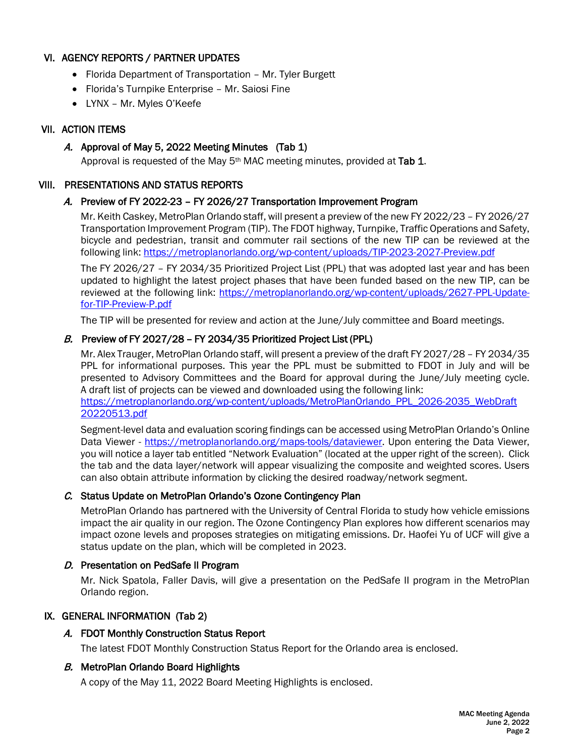## VI. AGENCY REPORTS / PARTNER UPDATES

- Florida Department of Transportation – Mr. Tyler Burgett
- Florida's Turnpike Enterprise – Mr. Saiosi Fine
- LYNX – Mr. Myles O'Keefe

## VII. ACTION ITEMS

### *A.* Approval of May 5, 2022 Meeting Minutes (Tab 1)

Approval is requested of the May 5th MAC meeting minutes, provided at **Tab 1**.

## VIII. PRESENTATIONS AND STATUS REPORTS

### *A.* Preview of FY 2022-23 – FY 2026/27 Transportation Improvement Program

Mr. Keith Caskey, MetroPlan Orlando staff, will present a preview of the new FY 2022/23 – FY 2026/27 Transportation Improvement Program (TIP). The FDOT highway, Turnpike, Traffic Operations and Safety, bicycle and pedestrian, transit and commuter rail sections of the new TIP can be reviewed at the following link: https://metroplanorlando.org/wp-content/uploads/TIP-2023-2027-Preview.pdf

The FY 2026/27 – FY 2034/35 Prioritized Project List (PPL) that was adopted last year and has been updated to highlight the latest project phases that have been funded based on the new TIP, can be reviewed at the following link: https://metroplanorlando.org/wp-content/uploads/2627-PPL-Update-for-TIP-Preview-P.pdf

The TIP will be presented for review and action at the June/July committee and Board meetings.

### *B.* Preview of FY 2027/28 – FY 2034/35 Prioritized Project List (PPL)

Mr. Alex Trauger, MetroPlan Orlando staff, will present a preview of the draft FY 2027/28 – FY 2034/35 PPL for informational purposes. This year the PPL must be submitted to FDOT in July and will be presented to Advisory Committees and the Board for approval during the June/July meeting cycle. A draft list of projects can be viewed and downloaded using the following link:
https://metroplanorlando.org/wp-content/uploads/MetroPlanOrlando_PPL_2026-2035_WebDraft20220513.pdf

Segment-level data and evaluation scoring findings can be accessed using MetroPlan Orlando's Online Data Viewer - https://metroplanorlando.org/maps-tools/dataviewer. Upon entering the Data Viewer, you will notice a layer tab entitled "Network Evaluation" (located at the upper right of the screen). Click the tab and the data layer/network will appear visualizing the composite and weighted scores. Users can also obtain attribute information by clicking the desired roadway/network segment.

### *C.* Status Update on MetroPlan Orlando's Ozone Contingency Plan

MetroPlan Orlando has partnered with the University of Central Florida to study how vehicle emissions impact the air quality in our region. The Ozone Contingency Plan explores how different scenarios may impact ozone levels and proposes strategies on mitigating emissions. Dr. Haofei Yu of UCF will give a status update on the plan, which will be completed in 2023.

### *D.* Presentation on PedSafe II Program

Mr. Nick Spatola, Faller Davis, will give a presentation on the PedSafe II program in the MetroPlan Orlando region.

## IX. GENERAL INFORMATION (Tab 2)

### *A.* FDOT Monthly Construction Status Report

The latest FDOT Monthly Construction Status Report for the Orlando area is enclosed.

### *B.* MetroPlan Orlando Board Highlights

A copy of the May 11, 2022 Board Meeting Highlights is enclosed.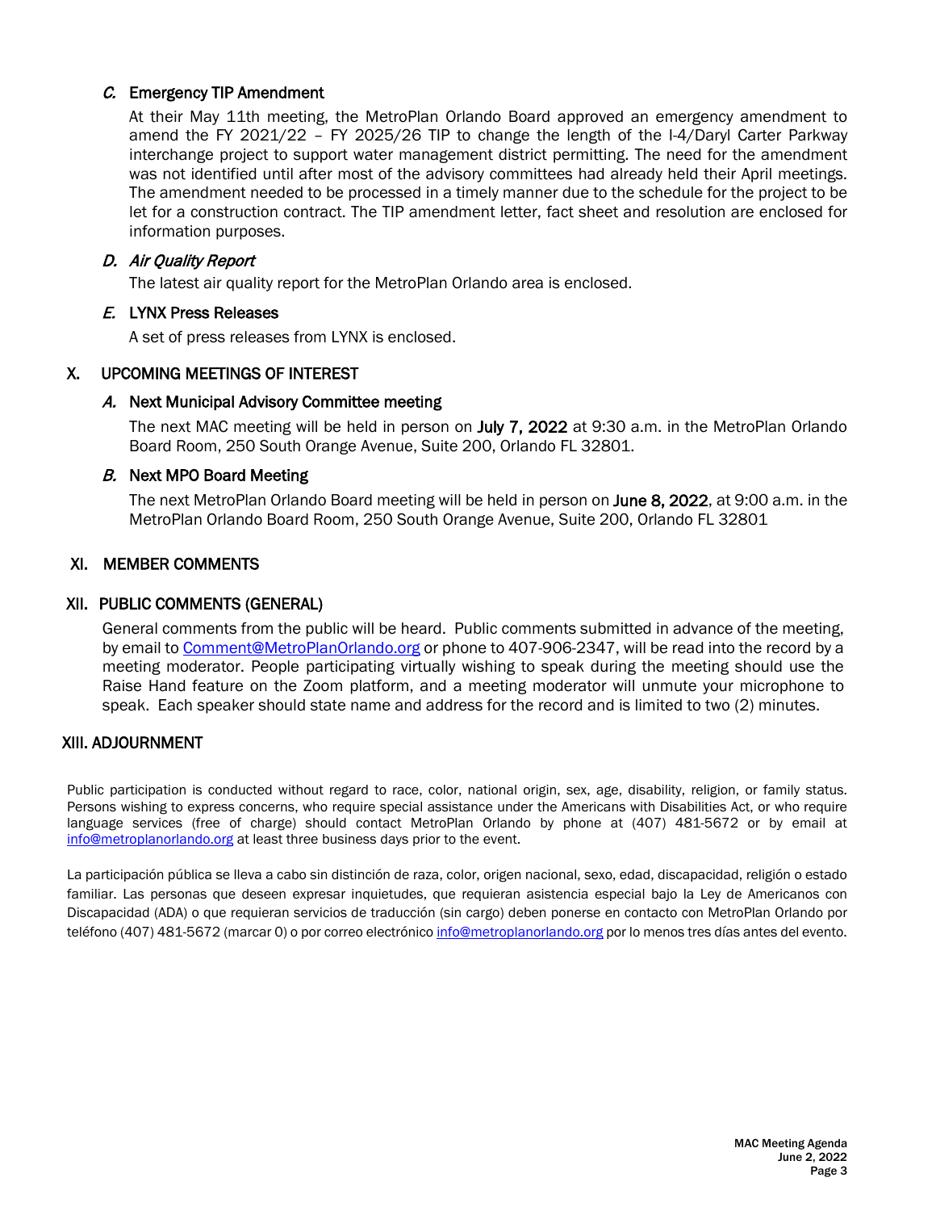### *C.* Emergency TIP Amendment

At their May 11th meeting, the MetroPlan Orlando Board approved an emergency amendment to amend the FY 2021/22 – FY 2025/26 TIP to change the length of the I-4/Daryl Carter Parkway interchange project to support water management district permitting. The need for the amendment was not identified until after most of the advisory committees had already held their April meetings. The amendment needed to be processed in a timely manner due to the schedule for the project to be let for a construction contract. The TIP amendment letter, fact sheet and resolution are enclosed for information purposes.

### *D. Air Quality Report*

The latest air quality report for the MetroPlan Orlando area is enclosed.

### *E.* LYNX Press Releases

A set of press releases from LYNX is enclosed.

## X. UPCOMING MEETINGS OF INTEREST

### *A.* Next Municipal Advisory Committee meeting

The next MAC meeting will be held in person on **July 7, 2022** at 9:30 a.m. in the MetroPlan Orlando Board Room, 250 South Orange Avenue, Suite 200, Orlando FL 32801.

### *B.* Next MPO Board Meeting

The next MetroPlan Orlando Board meeting will be held in person on **June 8, 2022**, at 9:00 a.m. in the MetroPlan Orlando Board Room, 250 South Orange Avenue, Suite 200, Orlando FL 32801

## XI. MEMBER COMMENTS

## XII. PUBLIC COMMENTS (GENERAL)

General comments from the public will be heard. Public comments submitted in advance of the meeting, by email to [Comment@MetroPlanOrlando.org](mailto:Comment@MetroPlanOrlando.org) or phone to 407-906-2347, will be read into the record by a meeting moderator. People participating virtually wishing to speak during the meeting should use the Raise Hand feature on the Zoom platform, and a meeting moderator will unmute your microphone to speak. Each speaker should state name and address for the record and is limited to two (2) minutes.

## XIII. ADJOURNMENT

Public participation is conducted without regard to race, color, national origin, sex, age, disability, religion, or family status. Persons wishing to express concerns, who require special assistance under the Americans with Disabilities Act, or who require language services (free of charge) should contact MetroPlan Orlando by phone at (407) 481-5672 or by email at [info@metroplanorlando.org](mailto:info@metroplanorlando.org) at least three business days prior to the event.

La participación pública se lleva a cabo sin distinción de raza, color, origen nacional, sexo, edad, discapacidad, religión o estado familiar. Las personas que deseen expresar inquietudes, que requieran asistencia especial bajo la Ley de Americanos con Discapacidad (ADA) o que requieran servicios de traducción (sin cargo) deben ponerse en contacto con MetroPlan Orlando por teléfono (407) 481-5672 (marcar 0) o por correo electrónico [info@metroplanorlando.org](mailto:info@metroplanorlando.org) por lo menos tres días antes del evento.